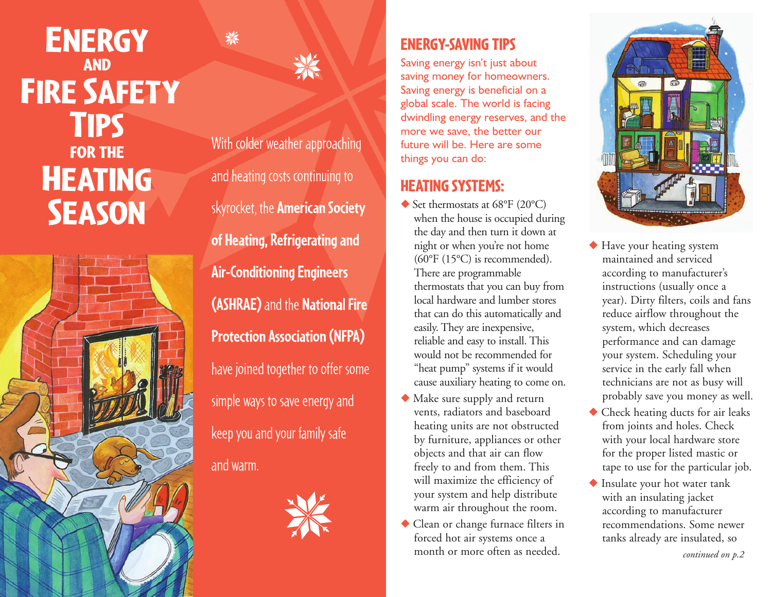# Energy and Fire Safety Tips for the Heating Season

With colder weather approaching and heating costs continuing to skyrocket, the **American Society of Heating, Refrigerating and Air-Conditioning Engineers (ASHRAE)** and the **National Fire Protection Association (NFPA)** have joined together to offer some simple ways to save energy and keep you and your family safe and warm.

## ENERGY-SAVING TIPS

Saving energy isn't just about saving money for homeowners. Saving energy is beneficial on a global scale. The world is facing dwindling energy reserves, and the more we save, the better our future will be. Here are some things you can do:

## HEATING SYSTEMS:

- Set thermostats at 68°F (20°C) when the house is occupied during the day and then turn it down at night or when you're not home (60°F (15°C) is recommended). There are programmable thermostats that you can buy from local hardware and lumber stores that can do this automatically and easily. They are inexpensive, reliable and easy to install. This would not be recommended for "heat pump" systems if it would cause auxiliary heating to come on.
- Make sure supply and return vents, radiators and baseboard heating units are not obstructed by furniture, appliances or other objects and that air can flow freely to and from them. This will maximize the efficiency of your system and help distribute warm air throughout the room.
- Clean or change furnace filters in forced hot air systems once a month or more often as needed.
- Have your heating system maintained and serviced according to manufacturer's instructions (usually once a year). Dirty filters, coils and fans reduce airflow throughout the system, which decreases performance and can damage your system. Scheduling your service in the early fall when technicians are not as busy will probably save you money as well.
- Check heating ducts for air leaks from joints and holes. Check with your local hardware store for the proper listed mastic or tape to use for the particular job.
- Insulate your hot water tank with an insulating jacket according to manufacturer recommendations. Some newer tanks already are insulated, so

*continued on p.2*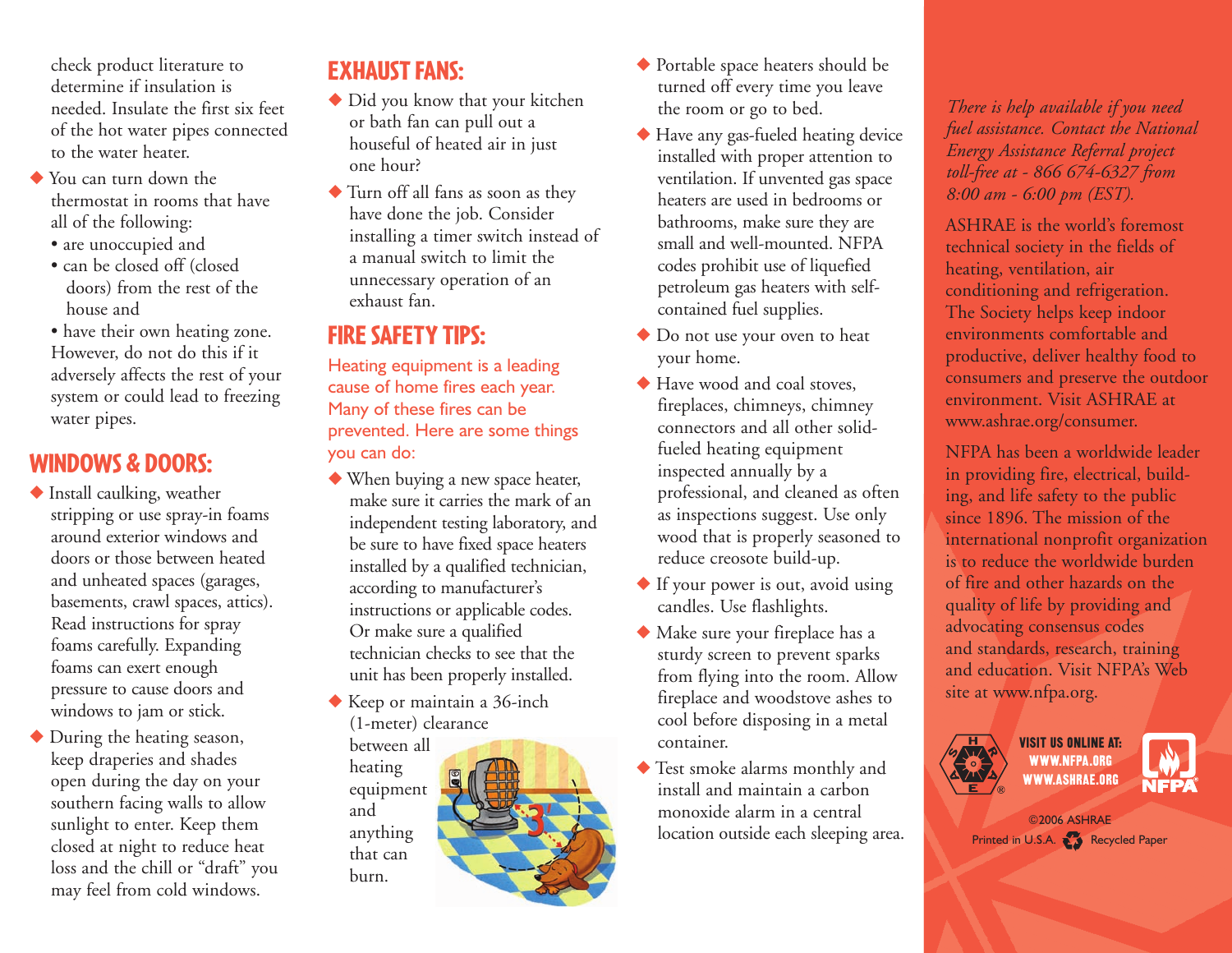check product literature to determine if insulation is needed. Insulate the first six feet of the hot water pipes connected to the water heater.

- You can turn down the thermostat in rooms that have all of the following:
  - are unoccupied and
  - can be closed off (closed doors) from the rest of the house and
  - have their own heating zone.

  However, do not do this if it adversely affects the rest of your system or could lead to freezing water pipes.

## WINDOWS & DOORS:

- Install caulking, weather stripping or use spray-in foams around exterior windows and doors or those between heated and unheated spaces (garages, basements, crawl spaces, attics). Read instructions for spray foams carefully. Expanding foams can exert enough pressure to cause doors and windows to jam or stick.
- During the heating season, keep draperies and shades open during the day on your southern facing walls to allow sunlight to enter. Keep them closed at night to reduce heat loss and the chill or "draft" you may feel from cold windows.

## EXHAUST FANS:

- Did you know that your kitchen or bath fan can pull out a houseful of heated air in just one hour?
- Turn off all fans as soon as they have done the job. Consider installing a timer switch instead of a manual switch to limit the unnecessary operation of an exhaust fan.

## FIRE SAFETY TIPS:

Heating equipment is a leading cause of home fires each year. Many of these fires can be prevented. Here are some things you can do:

- When buying a new space heater, make sure it carries the mark of an independent testing laboratory, and be sure to have fixed space heaters installed by a qualified technician, according to manufacturer's instructions or applicable codes. Or make sure a qualified technician checks to see that the unit has been properly installed.
- Keep or maintain a 36-inch (1-meter) clearance between all heating equipment and anything that can burn.
- Portable space heaters should be turned off every time you leave the room or go to bed.
- Have any gas-fueled heating device installed with proper attention to ventilation. If unvented gas space heaters are used in bedrooms or bathrooms, make sure they are small and well-mounted. NFPA codes prohibit use of liquefied petroleum gas heaters with self-contained fuel supplies.
- Do not use your oven to heat your home.
- Have wood and coal stoves, fireplaces, chimneys, chimney connectors and all other solid-fueled heating equipment inspected annually by a professional, and cleaned as often as inspections suggest. Use only wood that is properly seasoned to reduce creosote build-up.
- If your power is out, avoid using candles. Use flashlights.
- Make sure your fireplace has a sturdy screen to prevent sparks from flying into the room. Allow fireplace and woodstove ashes to cool before disposing in a metal container.
- Test smoke alarms monthly and install and maintain a carbon monoxide alarm in a central location outside each sleeping area.

*There is help available if you need fuel assistance. Contact the National Energy Assistance Referral project toll-free at - 866 674-6327 from 8:00 am - 6:00 pm (EST).*

ASHRAE is the world's foremost technical society in the fields of heating, ventilation, air conditioning and refrigeration. The Society helps keep indoor environments comfortable and productive, deliver healthy food to consumers and preserve the outdoor environment. Visit ASHRAE at www.ashrae.org/consumer.

NFPA has been a worldwide leader in providing fire, electrical, building, and life safety to the public since 1896. The mission of the international nonprofit organization is to reduce the worldwide burden of fire and other hazards on the quality of life by providing and advocating consensus codes and standards, research, training and education. Visit NFPA's Web site at www.nfpa.org.

VISIT US ONLINE AT:
WWW.NFPA.ORG
WWW.ASHRAE.ORG

©2006 ASHRAE

Printed in U.S.A. Recycled Paper